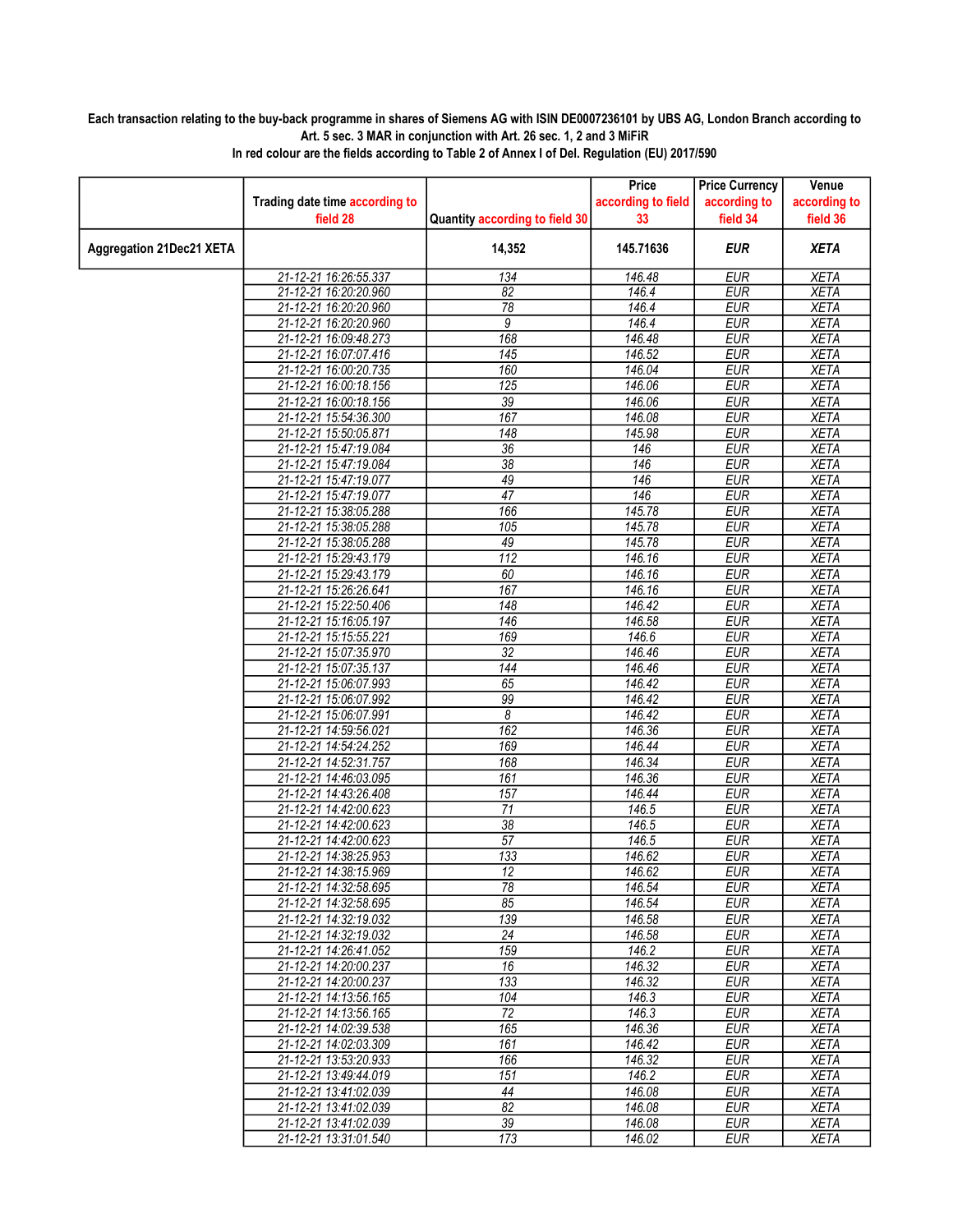**Each transaction relating to the buy-back programme in shares of Siemens AG with ISIN DE0007236101 by UBS AG, London Branch according to Art. 5 sec. 3 MAR in conjunction with Art. 26 sec. 1, 2 and 3 MiFiR**

**In red colour are the fields according to Table 2 of Annex I of Del. Regulation (EU) 2017/590**

| | Trading date time according to field 28 | Quantity according to field 30 | Price according to field 33 | Price Currency according to field 34 | Venue according to field 36 |
|---|---|---|---|---|---|
| **Aggregation 21Dec21 XETA** | | **14,352** | **145.71636** | ***EUR*** | ***XETA*** |
| | 21-12-21 16:26:55.337 | 134 | 146.48 | EUR | XETA |
| | 21-12-21 16:20:20.960 | 82 | 146.4 | EUR | XETA |
| | 21-12-21 16:20:20.960 | 78 | 146.4 | EUR | XETA |
| | 21-12-21 16:20:20.960 | 9 | 146.4 | EUR | XETA |
| | 21-12-21 16:09:48.273 | 168 | 146.48 | EUR | XETA |
| | 21-12-21 16:07:07.416 | 145 | 146.52 | EUR | XETA |
| | 21-12-21 16:00:20.735 | 160 | 146.04 | EUR | XETA |
| | 21-12-21 16:00:18.156 | 125 | 146.06 | EUR | XETA |
| | 21-12-21 16:00:18.156 | 39 | 146.06 | EUR | XETA |
| | 21-12-21 15:54:36.300 | 167 | 146.08 | EUR | XETA |
| | 21-12-21 15:50:05.871 | 148 | 145.98 | EUR | XETA |
| | 21-12-21 15:47:19.084 | 36 | 146 | EUR | XETA |
| | 21-12-21 15:47:19.084 | 38 | 146 | EUR | XETA |
| | 21-12-21 15:47:19.077 | 49 | 146 | EUR | XETA |
| | 21-12-21 15:47:19.077 | 47 | 146 | EUR | XETA |
| | 21-12-21 15:38:05.288 | 166 | 145.78 | EUR | XETA |
| | 21-12-21 15:38:05.288 | 105 | 145.78 | EUR | XETA |
| | 21-12-21 15:38:05.288 | 49 | 145.78 | EUR | XETA |
| | 21-12-21 15:29:43.179 | 112 | 146.16 | EUR | XETA |
| | 21-12-21 15:29:43.179 | 60 | 146.16 | EUR | XETA |
| | 21-12-21 15:26:26.641 | 167 | 146.16 | EUR | XETA |
| | 21-12-21 15:22:50.406 | 148 | 146.42 | EUR | XETA |
| | 21-12-21 15:16:05.197 | 146 | 146.58 | EUR | XETA |
| | 21-12-21 15:15:55.221 | 169 | 146.6 | EUR | XETA |
| | 21-12-21 15:07:35.970 | 32 | 146.46 | EUR | XETA |
| | 21-12-21 15:07:35.137 | 144 | 146.46 | EUR | XETA |
| | 21-12-21 15:06:07.993 | 65 | 146.42 | EUR | XETA |
| | 21-12-21 15:06:07.992 | 99 | 146.42 | EUR | XETA |
| | 21-12-21 15:06:07.991 | 8 | 146.42 | EUR | XETA |
| | 21-12-21 14:59:56.021 | 162 | 146.36 | EUR | XETA |
| | 21-12-21 14:54:24.252 | 169 | 146.44 | EUR | XETA |
| | 21-12-21 14:52:31.757 | 168 | 146.34 | EUR | XETA |
| | 21-12-21 14:46:03.095 | 161 | 146.36 | EUR | XETA |
| | 21-12-21 14:43:26.408 | 157 | 146.44 | EUR | XETA |
| | 21-12-21 14:42:00.623 | 71 | 146.5 | EUR | XETA |
| | 21-12-21 14:42:00.623 | 38 | 146.5 | EUR | XETA |
| | 21-12-21 14:42:00.623 | 57 | 146.5 | EUR | XETA |
| | 21-12-21 14:38:25.953 | 133 | 146.62 | EUR | XETA |
| | 21-12-21 14:38:15.969 | 12 | 146.62 | EUR | XETA |
| | 21-12-21 14:32:58.695 | 78 | 146.54 | EUR | XETA |
| | 21-12-21 14:32:58.695 | 85 | 146.54 | EUR | XETA |
| | 21-12-21 14:32:19.032 | 139 | 146.58 | EUR | XETA |
| | 21-12-21 14:32:19.032 | 24 | 146.58 | EUR | XETA |
| | 21-12-21 14:26:41.052 | 159 | 146.2 | EUR | XETA |
| | 21-12-21 14:20:00.237 | 16 | 146.32 | EUR | XETA |
| | 21-12-21 14:20:00.237 | 133 | 146.32 | EUR | XETA |
| | 21-12-21 14:13:56.165 | 104 | 146.3 | EUR | XETA |
| | 21-12-21 14:13:56.165 | 72 | 146.3 | EUR | XETA |
| | 21-12-21 14:02:39.538 | 165 | 146.36 | EUR | XETA |
| | 21-12-21 14:02:03.309 | 161 | 146.42 | EUR | XETA |
| | 21-12-21 13:53:20.933 | 166 | 146.32 | EUR | XETA |
| | 21-12-21 13:49:44.019 | 151 | 146.2 | EUR | XETA |
| | 21-12-21 13:41:02.039 | 44 | 146.08 | EUR | XETA |
| | 21-12-21 13:41:02.039 | 82 | 146.08 | EUR | XETA |
| | 21-12-21 13:41:02.039 | 39 | 146.08 | EUR | XETA |
| | 21-12-21 13:31:01.540 | 173 | 146.02 | EUR | XETA |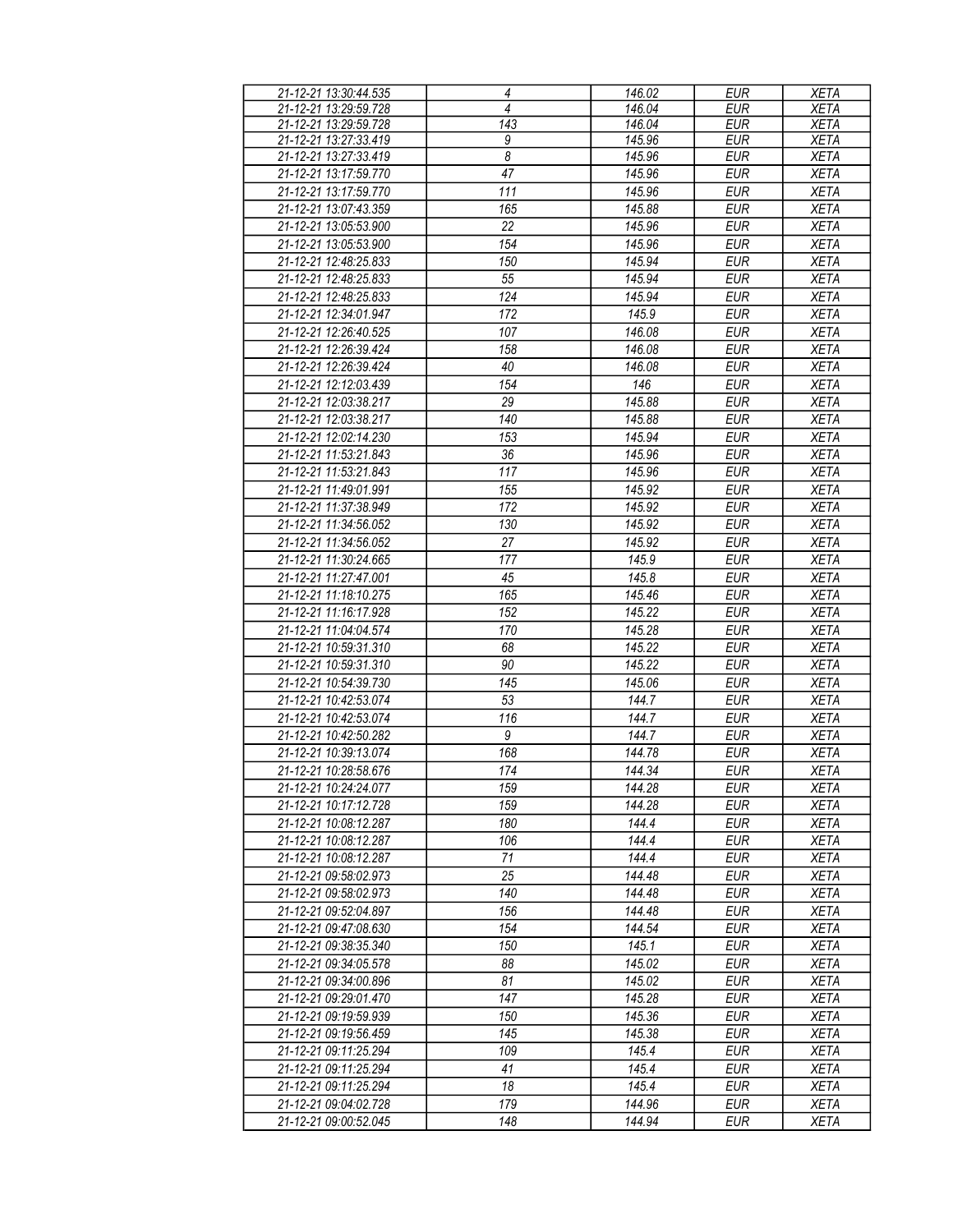| 21-12-21 13:30:44.535 | 4 | 146.02 | EUR | XETA |
|---|---|---|---|---|
| 21-12-21 13:29:59.728 | 4 | 146.04 | EUR | XETA |
| 21-12-21 13:29:59.728 | 143 | 146.04 | EUR | XETA |
| 21-12-21 13:27:33.419 | 9 | 145.96 | EUR | XETA |
| 21-12-21 13:27:33.419 | 8 | 145.96 | EUR | XETA |
| 21-12-21 13:17:59.770 | 47 | 145.96 | EUR | XETA |
| 21-12-21 13:17:59.770 | 111 | 145.96 | EUR | XETA |
| 21-12-21 13:07:43.359 | 165 | 145.88 | EUR | XETA |
| 21-12-21 13:05:53.900 | 22 | 145.96 | EUR | XETA |
| 21-12-21 13:05:53.900 | 154 | 145.96 | EUR | XETA |
| 21-12-21 12:48:25.833 | 150 | 145.94 | EUR | XETA |
| 21-12-21 12:48:25.833 | 55 | 145.94 | EUR | XETA |
| 21-12-21 12:48:25.833 | 124 | 145.94 | EUR | XETA |
| 21-12-21 12:34:01.947 | 172 | 145.9 | EUR | XETA |
| 21-12-21 12:26:40.525 | 107 | 146.08 | EUR | XETA |
| 21-12-21 12:26:39.424 | 158 | 146.08 | EUR | XETA |
| 21-12-21 12:26:39.424 | 40 | 146.08 | EUR | XETA |
| 21-12-21 12:12:03.439 | 154 | 146 | EUR | XETA |
| 21-12-21 12:03:38.217 | 29 | 145.88 | EUR | XETA |
| 21-12-21 12:03:38.217 | 140 | 145.88 | EUR | XETA |
| 21-12-21 12:02:14.230 | 153 | 145.94 | EUR | XETA |
| 21-12-21 11:53:21.843 | 36 | 145.96 | EUR | XETA |
| 21-12-21 11:53:21.843 | 117 | 145.96 | EUR | XETA |
| 21-12-21 11:49:01.991 | 155 | 145.92 | EUR | XETA |
| 21-12-21 11:37:38.949 | 172 | 145.92 | EUR | XETA |
| 21-12-21 11:34:56.052 | 130 | 145.92 | EUR | XETA |
| 21-12-21 11:34:56.052 | 27 | 145.92 | EUR | XETA |
| 21-12-21 11:30:24.665 | 177 | 145.9 | EUR | XETA |
| 21-12-21 11:27:47.001 | 45 | 145.8 | EUR | XETA |
| 21-12-21 11:18:10.275 | 165 | 145.46 | EUR | XETA |
| 21-12-21 11:16:17.928 | 152 | 145.22 | EUR | XETA |
| 21-12-21 11:04:04.574 | 170 | 145.28 | EUR | XETA |
| 21-12-21 10:59:31.310 | 68 | 145.22 | EUR | XETA |
| 21-12-21 10:59:31.310 | 90 | 145.22 | EUR | XETA |
| 21-12-21 10:54:39.730 | 145 | 145.06 | EUR | XETA |
| 21-12-21 10:42:53.074 | 53 | 144.7 | EUR | XETA |
| 21-12-21 10:42:53.074 | 116 | 144.7 | EUR | XETA |
| 21-12-21 10:42:50.282 | 9 | 144.7 | EUR | XETA |
| 21-12-21 10:39:13.074 | 168 | 144.78 | EUR | XETA |
| 21-12-21 10:28:58.676 | 174 | 144.34 | EUR | XETA |
| 21-12-21 10:24:24.077 | 159 | 144.28 | EUR | XETA |
| 21-12-21 10:17:12.728 | 159 | 144.28 | EUR | XETA |
| 21-12-21 10:08:12.287 | 180 | 144.4 | EUR | XETA |
| 21-12-21 10:08:12.287 | 106 | 144.4 | EUR | XETA |
| 21-12-21 10:08:12.287 | 71 | 144.4 | EUR | XETA |
| 21-12-21 09:58:02.973 | 25 | 144.48 | EUR | XETA |
| 21-12-21 09:58:02.973 | 140 | 144.48 | EUR | XETA |
| 21-12-21 09:52:04.897 | 156 | 144.48 | EUR | XETA |
| 21-12-21 09:47:08.630 | 154 | 144.54 | EUR | XETA |
| 21-12-21 09:38:35.340 | 150 | 145.1 | EUR | XETA |
| 21-12-21 09:34:05.578 | 88 | 145.02 | EUR | XETA |
| 21-12-21 09:34:00.896 | 81 | 145.02 | EUR | XETA |
| 21-12-21 09:29:01.470 | 147 | 145.28 | EUR | XETA |
| 21-12-21 09:19:59.939 | 150 | 145.36 | EUR | XETA |
| 21-12-21 09:19:56.459 | 145 | 145.38 | EUR | XETA |
| 21-12-21 09:11:25.294 | 109 | 145.4 | EUR | XETA |
| 21-12-21 09:11:25.294 | 41 | 145.4 | EUR | XETA |
| 21-12-21 09:11:25.294 | 18 | 145.4 | EUR | XETA |
| 21-12-21 09:04:02.728 | 179 | 144.96 | EUR | XETA |
| 21-12-21 09:00:52.045 | 148 | 144.94 | EUR | XETA |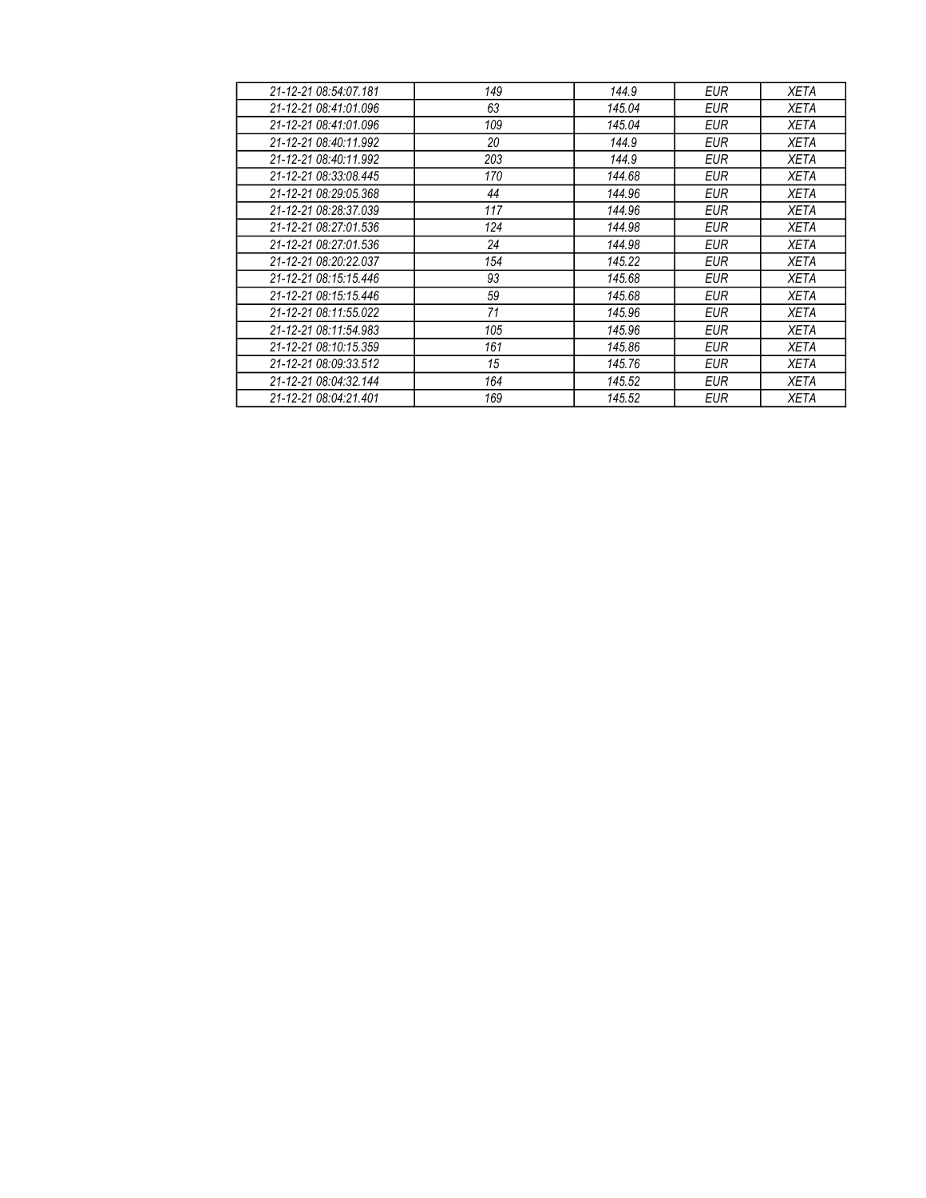| *21-12-21 08:54:07.181* | *149* | *144.9* | *EUR* | *XETA* |
|---|---|---|---|---|
| *21-12-21 08:41:01.096* | *63* | *145.04* | *EUR* | *XETA* |
| *21-12-21 08:41:01.096* | *109* | *145.04* | *EUR* | *XETA* |
| *21-12-21 08:40:11.992* | *20* | *144.9* | *EUR* | *XETA* |
| *21-12-21 08:40:11.992* | *203* | *144.9* | *EUR* | *XETA* |
| *21-12-21 08:33:08.445* | *170* | *144.68* | *EUR* | *XETA* |
| *21-12-21 08:29:05.368* | *44* | *144.96* | *EUR* | *XETA* |
| *21-12-21 08:28:37.039* | *117* | *144.96* | *EUR* | *XETA* |
| *21-12-21 08:27:01.536* | *124* | *144.98* | *EUR* | *XETA* |
| *21-12-21 08:27:01.536* | *24* | *144.98* | *EUR* | *XETA* |
| *21-12-21 08:20:22.037* | *154* | *145.22* | *EUR* | *XETA* |
| *21-12-21 08:15:15.446* | *93* | *145.68* | *EUR* | *XETA* |
| *21-12-21 08:15:15.446* | *59* | *145.68* | *EUR* | *XETA* |
| *21-12-21 08:11:55.022* | *71* | *145.96* | *EUR* | *XETA* |
| *21-12-21 08:11:54.983* | *105* | *145.96* | *EUR* | *XETA* |
| *21-12-21 08:10:15.359* | *161* | *145.86* | *EUR* | *XETA* |
| *21-12-21 08:09:33.512* | *15* | *145.76* | *EUR* | *XETA* |
| *21-12-21 08:04:32.144* | *164* | *145.52* | *EUR* | *XETA* |
| *21-12-21 08:04:21.401* | *169* | *145.52* | *EUR* | *XETA* |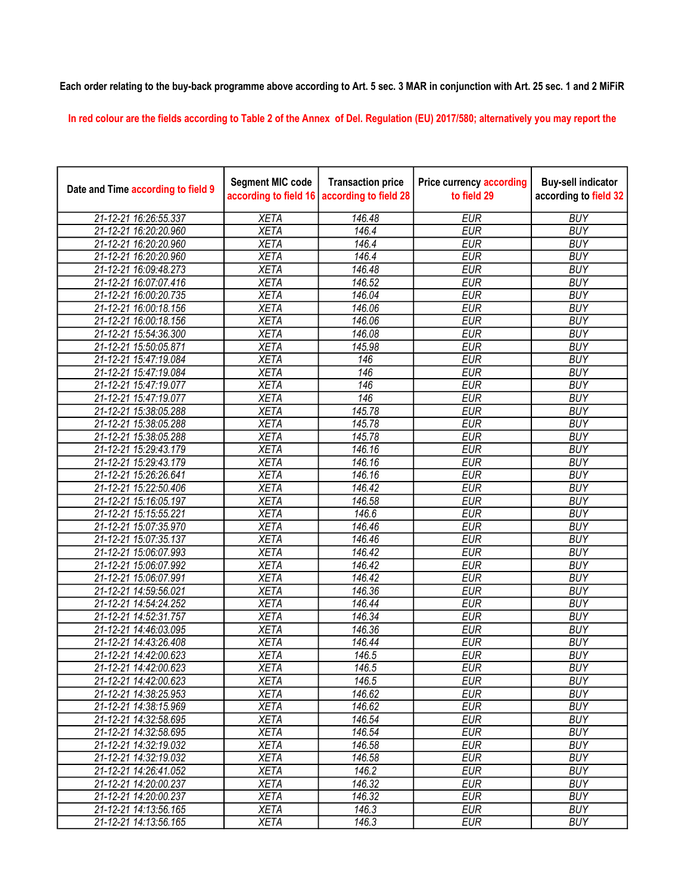Each order relating to the buy-back programme above according to Art. 5 sec. 3 MAR in conjunction with Art. 25 sec. 1 and 2 MiFiR

In red colour are the fields according to Table 2 of the Annex of Del. Regulation (EU) 2017/580; alternatively you may report the

| Date and Time according to field 9 | Segment MIC code according to field 16 | Transaction price according to field 28 | Price currency according to field 29 | Buy-sell indicator according to field 32 |
|---|---|---|---|---|
| 21-12-21 16:26:55.337 | XETA | 146.48 | EUR | BUY |
| 21-12-21 16:20:20.960 | XETA | 146.4 | EUR | BUY |
| 21-12-21 16:20:20.960 | XETA | 146.4 | EUR | BUY |
| 21-12-21 16:20:20.960 | XETA | 146.4 | EUR | BUY |
| 21-12-21 16:09:48.273 | XETA | 146.48 | EUR | BUY |
| 21-12-21 16:07:07.416 | XETA | 146.52 | EUR | BUY |
| 21-12-21 16:00:20.735 | XETA | 146.04 | EUR | BUY |
| 21-12-21 16:00:18.156 | XETA | 146.06 | EUR | BUY |
| 21-12-21 16:00:18.156 | XETA | 146.06 | EUR | BUY |
| 21-12-21 15:54:36.300 | XETA | 146.08 | EUR | BUY |
| 21-12-21 15:50:05.871 | XETA | 145.98 | EUR | BUY |
| 21-12-21 15:47:19.084 | XETA | 146 | EUR | BUY |
| 21-12-21 15:47:19.084 | XETA | 146 | EUR | BUY |
| 21-12-21 15:47:19.077 | XETA | 146 | EUR | BUY |
| 21-12-21 15:47:19.077 | XETA | 146 | EUR | BUY |
| 21-12-21 15:38:05.288 | XETA | 145.78 | EUR | BUY |
| 21-12-21 15:38:05.288 | XETA | 145.78 | EUR | BUY |
| 21-12-21 15:38:05.288 | XETA | 145.78 | EUR | BUY |
| 21-12-21 15:29:43.179 | XETA | 146.16 | EUR | BUY |
| 21-12-21 15:29:43.179 | XETA | 146.16 | EUR | BUY |
| 21-12-21 15:26:26.641 | XETA | 146.16 | EUR | BUY |
| 21-12-21 15:22:50.406 | XETA | 146.42 | EUR | BUY |
| 21-12-21 15:16:05.197 | XETA | 146.58 | EUR | BUY |
| 21-12-21 15:15:55.221 | XETA | 146.6 | EUR | BUY |
| 21-12-21 15:07:35.970 | XETA | 146.46 | EUR | BUY |
| 21-12-21 15:07:35.137 | XETA | 146.46 | EUR | BUY |
| 21-12-21 15:06:07.993 | XETA | 146.42 | EUR | BUY |
| 21-12-21 15:06:07.992 | XETA | 146.42 | EUR | BUY |
| 21-12-21 15:06:07.991 | XETA | 146.42 | EUR | BUY |
| 21-12-21 14:59:56.021 | XETA | 146.36 | EUR | BUY |
| 21-12-21 14:54:24.252 | XETA | 146.44 | EUR | BUY |
| 21-12-21 14:52:31.757 | XETA | 146.34 | EUR | BUY |
| 21-12-21 14:46:03.095 | XETA | 146.36 | EUR | BUY |
| 21-12-21 14:43:26.408 | XETA | 146.44 | EUR | BUY |
| 21-12-21 14:42:00.623 | XETA | 146.5 | EUR | BUY |
| 21-12-21 14:42:00.623 | XETA | 146.5 | EUR | BUY |
| 21-12-21 14:42:00.623 | XETA | 146.5 | EUR | BUY |
| 21-12-21 14:38:25.953 | XETA | 146.62 | EUR | BUY |
| 21-12-21 14:38:15.969 | XETA | 146.62 | EUR | BUY |
| 21-12-21 14:32:58.695 | XETA | 146.54 | EUR | BUY |
| 21-12-21 14:32:58.695 | XETA | 146.54 | EUR | BUY |
| 21-12-21 14:32:19.032 | XETA | 146.58 | EUR | BUY |
| 21-12-21 14:32:19.032 | XETA | 146.58 | EUR | BUY |
| 21-12-21 14:26:41.052 | XETA | 146.2 | EUR | BUY |
| 21-12-21 14:20:00.237 | XETA | 146.32 | EUR | BUY |
| 21-12-21 14:20:00.237 | XETA | 146.32 | EUR | BUY |
| 21-12-21 14:13:56.165 | XETA | 146.3 | EUR | BUY |
| 21-12-21 14:13:56.165 | XETA | 146.3 | EUR | BUY |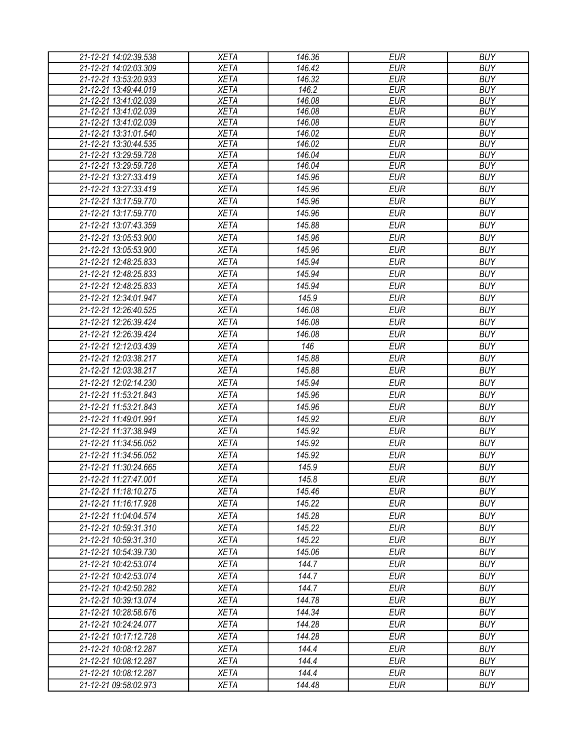| | | | | |
|---|---|---|---|---|
| 21-12-21 14:02:39.538 | XETA | 146.36 | EUR | BUY |
| 21-12-21 14:02:03.309 | XETA | 146.42 | EUR | BUY |
| 21-12-21 13:53:20.933 | XETA | 146.32 | EUR | BUY |
| 21-12-21 13:49:44.019 | XETA | 146.2 | EUR | BUY |
| 21-12-21 13:41:02.039 | XETA | 146.08 | EUR | BUY |
| 21-12-21 13:41:02.039 | XETA | 146.08 | EUR | BUY |
| 21-12-21 13:41:02.039 | XETA | 146.08 | EUR | BUY |
| 21-12-21 13:31:01.540 | XETA | 146.02 | EUR | BUY |
| 21-12-21 13:30:44.535 | XETA | 146.02 | EUR | BUY |
| 21-12-21 13:29:59.728 | XETA | 146.04 | EUR | BUY |
| 21-12-21 13:29:59.728 | XETA | 146.04 | EUR | BUY |
| 21-12-21 13:27:33.419 | XETA | 145.96 | EUR | BUY |
| 21-12-21 13:27:33.419 | XETA | 145.96 | EUR | BUY |
| 21-12-21 13:17:59.770 | XETA | 145.96 | EUR | BUY |
| 21-12-21 13:17:59.770 | XETA | 145.96 | EUR | BUY |
| 21-12-21 13:07:43.359 | XETA | 145.88 | EUR | BUY |
| 21-12-21 13:05:53.900 | XETA | 145.96 | EUR | BUY |
| 21-12-21 13:05:53.900 | XETA | 145.96 | EUR | BUY |
| 21-12-21 12:48:25.833 | XETA | 145.94 | EUR | BUY |
| 21-12-21 12:48:25.833 | XETA | 145.94 | EUR | BUY |
| 21-12-21 12:48:25.833 | XETA | 145.94 | EUR | BUY |
| 21-12-21 12:34:01.947 | XETA | 145.9 | EUR | BUY |
| 21-12-21 12:26:40.525 | XETA | 146.08 | EUR | BUY |
| 21-12-21 12:26:39.424 | XETA | 146.08 | EUR | BUY |
| 21-12-21 12:26:39.424 | XETA | 146.08 | EUR | BUY |
| 21-12-21 12:12:03.439 | XETA | 146 | EUR | BUY |
| 21-12-21 12:03:38.217 | XETA | 145.88 | EUR | BUY |
| 21-12-21 12:03:38.217 | XETA | 145.88 | EUR | BUY |
| 21-12-21 12:02:14.230 | XETA | 145.94 | EUR | BUY |
| 21-12-21 11:53:21.843 | XETA | 145.96 | EUR | BUY |
| 21-12-21 11:53:21.843 | XETA | 145.96 | EUR | BUY |
| 21-12-21 11:49:01.991 | XETA | 145.92 | EUR | BUY |
| 21-12-21 11:37:38.949 | XETA | 145.92 | EUR | BUY |
| 21-12-21 11:34:56.052 | XETA | 145.92 | EUR | BUY |
| 21-12-21 11:34:56.052 | XETA | 145.92 | EUR | BUY |
| 21-12-21 11:30:24.665 | XETA | 145.9 | EUR | BUY |
| 21-12-21 11:27:47.001 | XETA | 145.8 | EUR | BUY |
| 21-12-21 11:18:10.275 | XETA | 145.46 | EUR | BUY |
| 21-12-21 11:16:17.928 | XETA | 145.22 | EUR | BUY |
| 21-12-21 11:04:04.574 | XETA | 145.28 | EUR | BUY |
| 21-12-21 10:59:31.310 | XETA | 145.22 | EUR | BUY |
| 21-12-21 10:59:31.310 | XETA | 145.22 | EUR | BUY |
| 21-12-21 10:54:39.730 | XETA | 145.06 | EUR | BUY |
| 21-12-21 10:42:53.074 | XETA | 144.7 | EUR | BUY |
| 21-12-21 10:42:53.074 | XETA | 144.7 | EUR | BUY |
| 21-12-21 10:42:50.282 | XETA | 144.7 | EUR | BUY |
| 21-12-21 10:39:13.074 | XETA | 144.78 | EUR | BUY |
| 21-12-21 10:28:58.676 | XETA | 144.34 | EUR | BUY |
| 21-12-21 10:24:24.077 | XETA | 144.28 | EUR | BUY |
| 21-12-21 10:17:12.728 | XETA | 144.28 | EUR | BUY |
| 21-12-21 10:08:12.287 | XETA | 144.4 | EUR | BUY |
| 21-12-21 10:08:12.287 | XETA | 144.4 | EUR | BUY |
| 21-12-21 10:08:12.287 | XETA | 144.4 | EUR | BUY |
| 21-12-21 09:58:02.973 | XETA | 144.48 | EUR | BUY |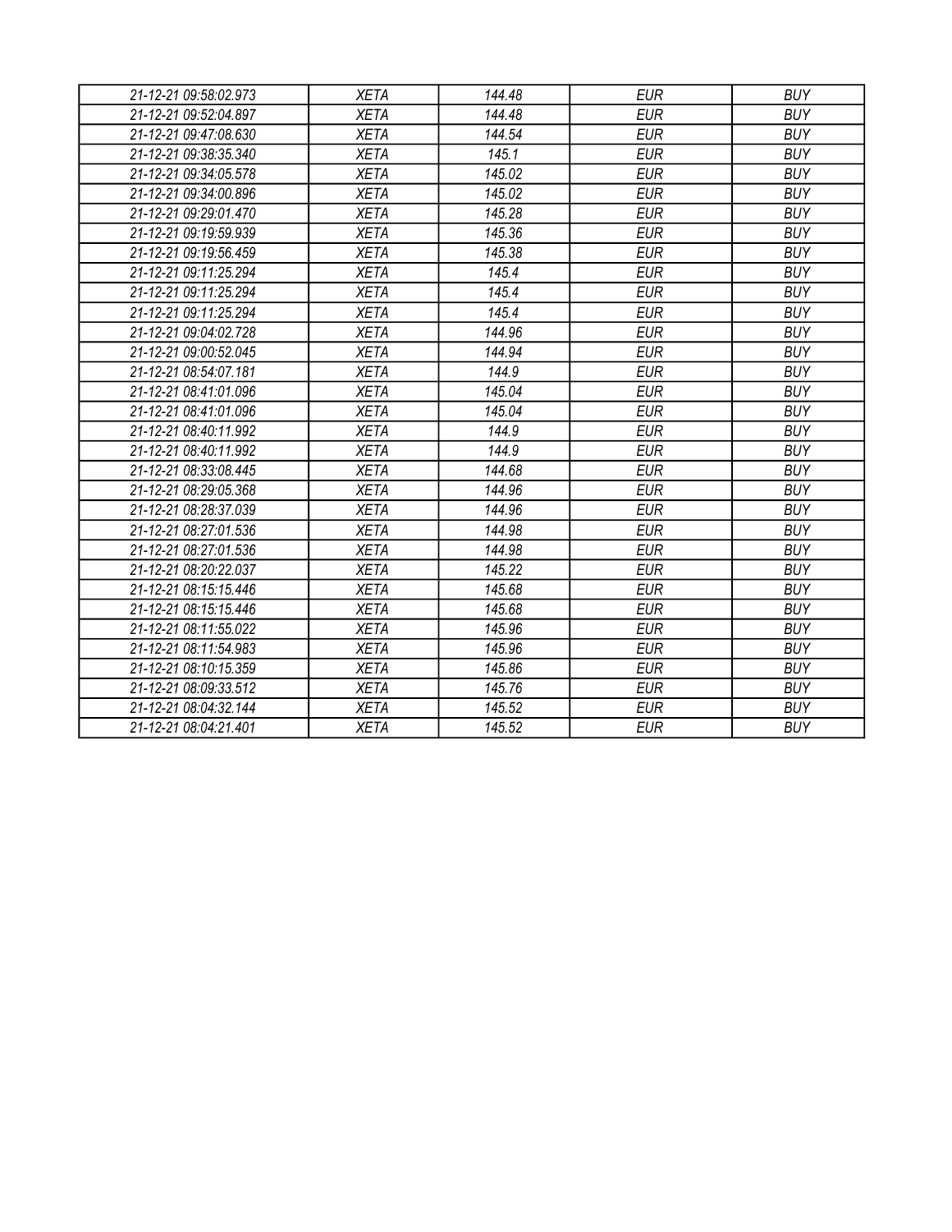| | | | | |
|---|---|---|---|---|
| 21-12-21 09:58:02.973 | XETA | 144.48 | EUR | BUY |
| 21-12-21 09:52:04.897 | XETA | 144.48 | EUR | BUY |
| 21-12-21 09:47:08.630 | XETA | 144.54 | EUR | BUY |
| 21-12-21 09:38:35.340 | XETA | 145.1 | EUR | BUY |
| 21-12-21 09:34:05.578 | XETA | 145.02 | EUR | BUY |
| 21-12-21 09:34:00.896 | XETA | 145.02 | EUR | BUY |
| 21-12-21 09:29:01.470 | XETA | 145.28 | EUR | BUY |
| 21-12-21 09:19:59.939 | XETA | 145.36 | EUR | BUY |
| 21-12-21 09:19:56.459 | XETA | 145.38 | EUR | BUY |
| 21-12-21 09:11:25.294 | XETA | 145.4 | EUR | BUY |
| 21-12-21 09:11:25.294 | XETA | 145.4 | EUR | BUY |
| 21-12-21 09:11:25.294 | XETA | 145.4 | EUR | BUY |
| 21-12-21 09:04:02.728 | XETA | 144.96 | EUR | BUY |
| 21-12-21 09:00:52.045 | XETA | 144.94 | EUR | BUY |
| 21-12-21 08:54:07.181 | XETA | 144.9 | EUR | BUY |
| 21-12-21 08:41:01.096 | XETA | 145.04 | EUR | BUY |
| 21-12-21 08:41:01.096 | XETA | 145.04 | EUR | BUY |
| 21-12-21 08:40:11.992 | XETA | 144.9 | EUR | BUY |
| 21-12-21 08:40:11.992 | XETA | 144.9 | EUR | BUY |
| 21-12-21 08:33:08.445 | XETA | 144.68 | EUR | BUY |
| 21-12-21 08:29:05.368 | XETA | 144.96 | EUR | BUY |
| 21-12-21 08:28:37.039 | XETA | 144.96 | EUR | BUY |
| 21-12-21 08:27:01.536 | XETA | 144.98 | EUR | BUY |
| 21-12-21 08:27:01.536 | XETA | 144.98 | EUR | BUY |
| 21-12-21 08:20:22.037 | XETA | 145.22 | EUR | BUY |
| 21-12-21 08:15:15.446 | XETA | 145.68 | EUR | BUY |
| 21-12-21 08:15:15.446 | XETA | 145.68 | EUR | BUY |
| 21-12-21 08:11:55.022 | XETA | 145.96 | EUR | BUY |
| 21-12-21 08:11:54.983 | XETA | 145.96 | EUR | BUY |
| 21-12-21 08:10:15.359 | XETA | 145.86 | EUR | BUY |
| 21-12-21 08:09:33.512 | XETA | 145.76 | EUR | BUY |
| 21-12-21 08:04:32.144 | XETA | 145.52 | EUR | BUY |
| 21-12-21 08:04:21.401 | XETA | 145.52 | EUR | BUY |